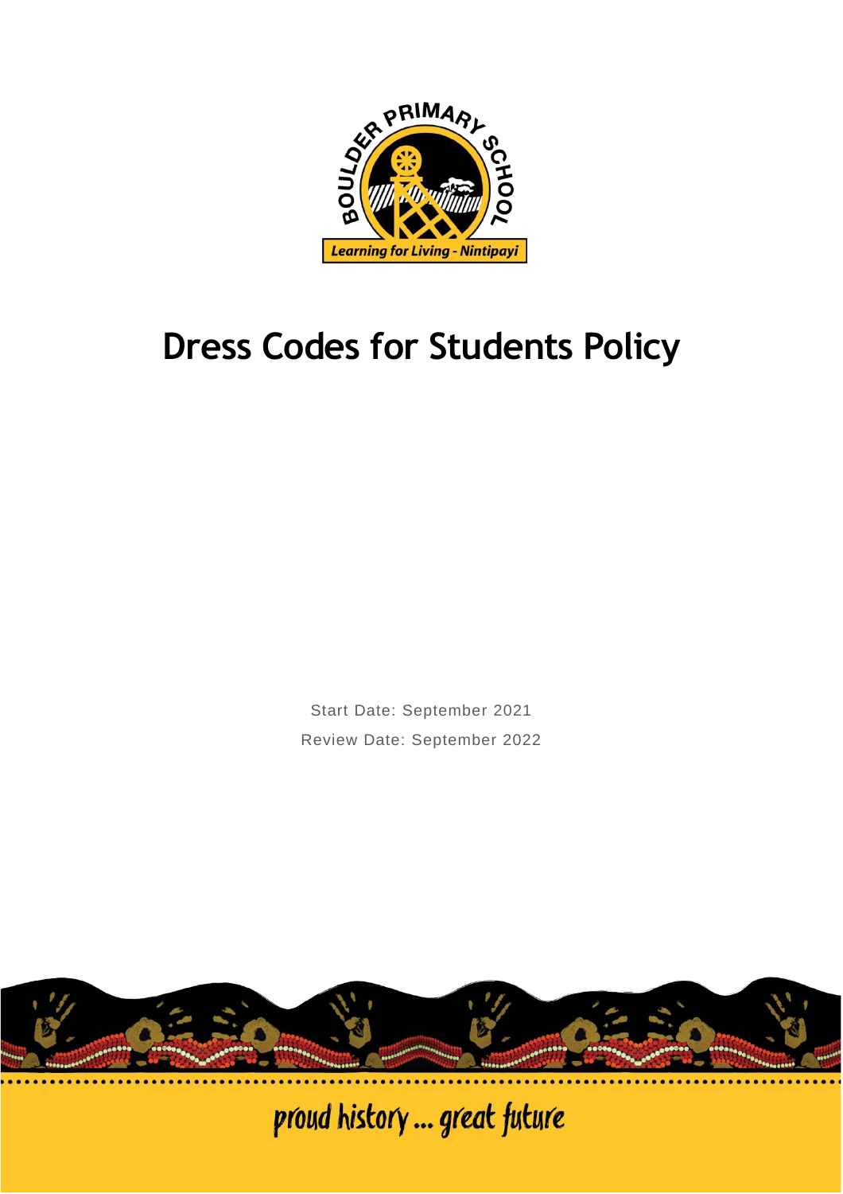BOULDER PRIMARY SCHOOL

Learning for Living - Nintipayi

# Dress Codes for Students Policy

Start Date: September 2021

Review Date: September 2022

proud history ... great future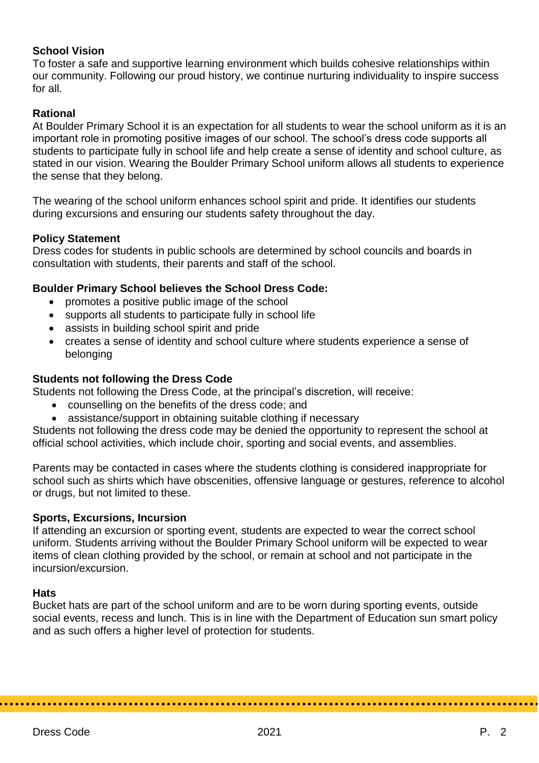**School Vision**

To foster a safe and supportive learning environment which builds cohesive relationships within our community. Following our proud history, we continue nurturing individuality to inspire success for all.

**Rational**

At Boulder Primary School it is an expectation for all students to wear the school uniform as it is an important role in promoting positive images of our school. The school's dress code supports all students to participate fully in school life and help create a sense of identity and school culture, as stated in our vision. Wearing the Boulder Primary School uniform allows all students to experience the sense that they belong.

The wearing of the school uniform enhances school spirit and pride. It identifies our students during excursions and ensuring our students safety throughout the day.

**Policy Statement**

Dress codes for students in public schools are determined by school councils and boards in consultation with students, their parents and staff of the school.

**Boulder Primary School believes the School Dress Code:**

- promotes a positive public image of the school
- supports all students to participate fully in school life
- assists in building school spirit and pride
- creates a sense of identity and school culture where students experience a sense of belonging

**Students not following the Dress Code**

Students not following the Dress Code, at the principal's discretion, will receive:

- counselling on the benefits of the dress code; and
- assistance/support in obtaining suitable clothing if necessary

Students not following the dress code may be denied the opportunity to represent the school at official school activities, which include choir, sporting and social events, and assemblies.

Parents may be contacted in cases where the students clothing is considered inappropriate for school such as shirts which have obscenities, offensive language or gestures, reference to alcohol or drugs, but not limited to these.

**Sports, Excursions, Incursion**

If attending an excursion or sporting event, students are expected to wear the correct school uniform. Students arriving without the Boulder Primary School uniform will be expected to wear items of clean clothing provided by the school, or remain at school and not participate in the incursion/excursion.

**Hats**

Bucket hats are part of the school uniform and are to be worn during sporting events, outside social events, recess and lunch. This is in line with the Department of Education sun smart policy and as such offers a higher level of protection for students.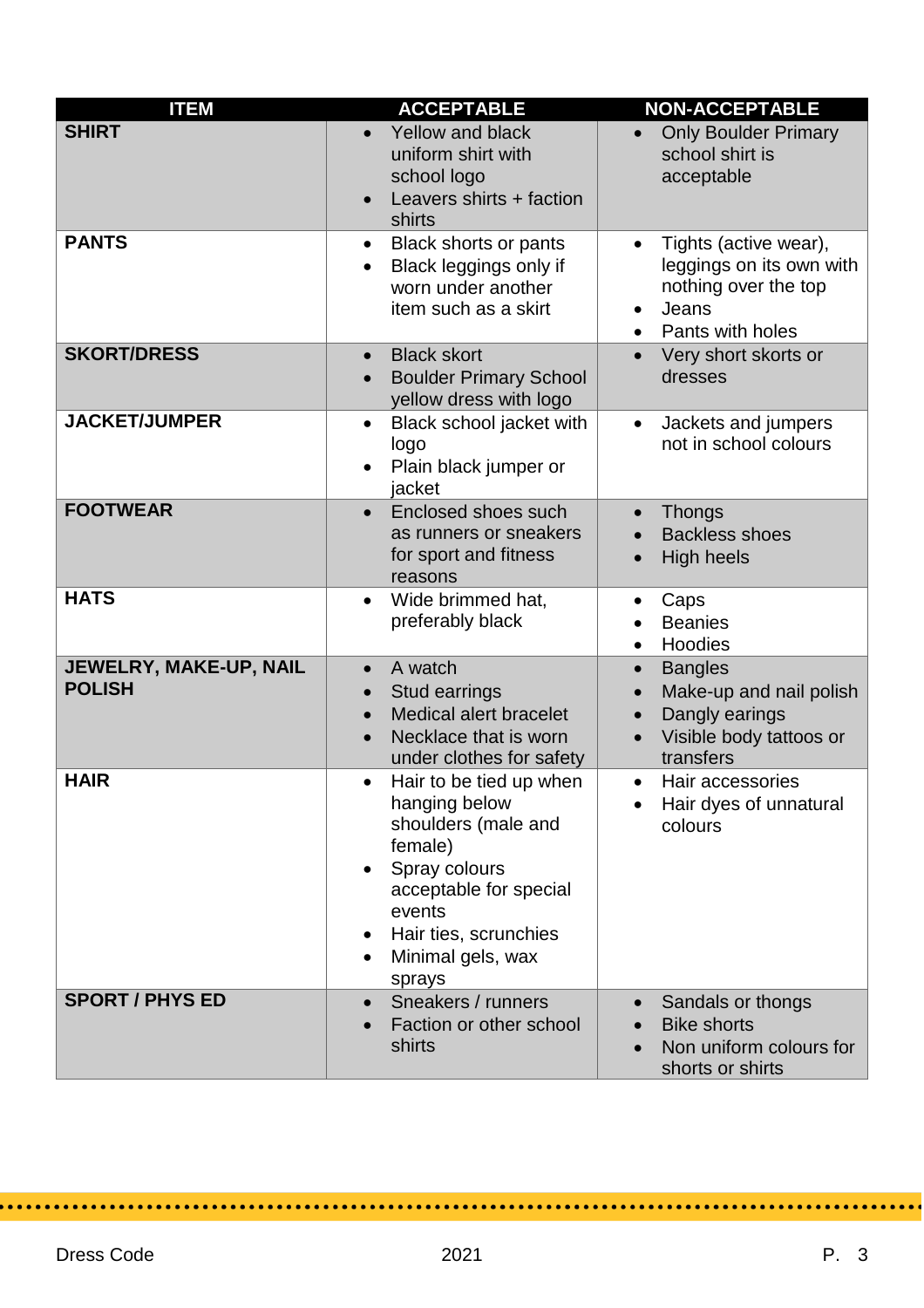| ITEM | ACCEPTABLE | NON-ACCEPTABLE |
|---|---|---|
| **SHIRT** | • Yellow and black uniform shirt with school logo<br>• Leavers shirts + faction shirts | • Only Boulder Primary school shirt is acceptable |
| **PANTS** | • Black shorts or pants<br>• Black leggings only if worn under another item such as a skirt | • Tights (active wear), leggings on its own with nothing over the top<br>• Jeans<br>• Pants with holes |
| **SKORT/DRESS** | • Black skort<br>• Boulder Primary School yellow dress with logo | • Very short skorts or dresses |
| **JACKET/JUMPER** | • Black school jacket with logo<br>• Plain black jumper or jacket | • Jackets and jumpers not in school colours |
| **FOOTWEAR** | • Enclosed shoes such as runners or sneakers for sport and fitness reasons | • Thongs<br>• Backless shoes<br>• High heels |
| **HATS** | • Wide brimmed hat, preferably black | • Caps<br>• Beanies<br>• Hoodies |
| **JEWELRY, MAKE-UP, NAIL POLISH** | • A watch<br>• Stud earrings<br>• Medical alert bracelet<br>• Necklace that is worn under clothes for safety | • Bangles<br>• Make-up and nail polish<br>• Dangly earings<br>• Visible body tattoos or transfers |
| **HAIR** | • Hair to be tied up when hanging below shoulders (male and female)<br>• Spray colours acceptable for special events<br>• Hair ties, scrunchies<br>• Minimal gels, wax sprays | • Hair accessories<br>• Hair dyes of unnatural colours |
| **SPORT / PHYS ED** | • Sneakers / runners<br>• Faction or other school shirts | • Sandals or thongs<br>• Bike shorts<br>• Non uniform colours for shorts or shirts |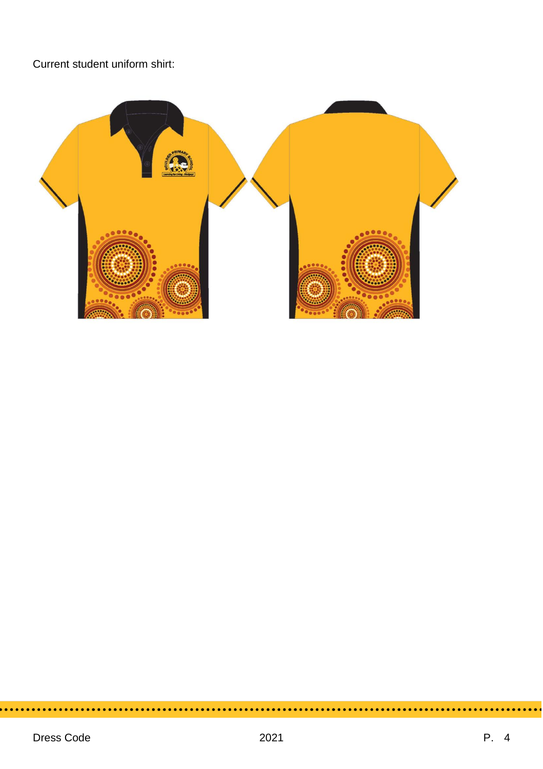Current student uniform shirt: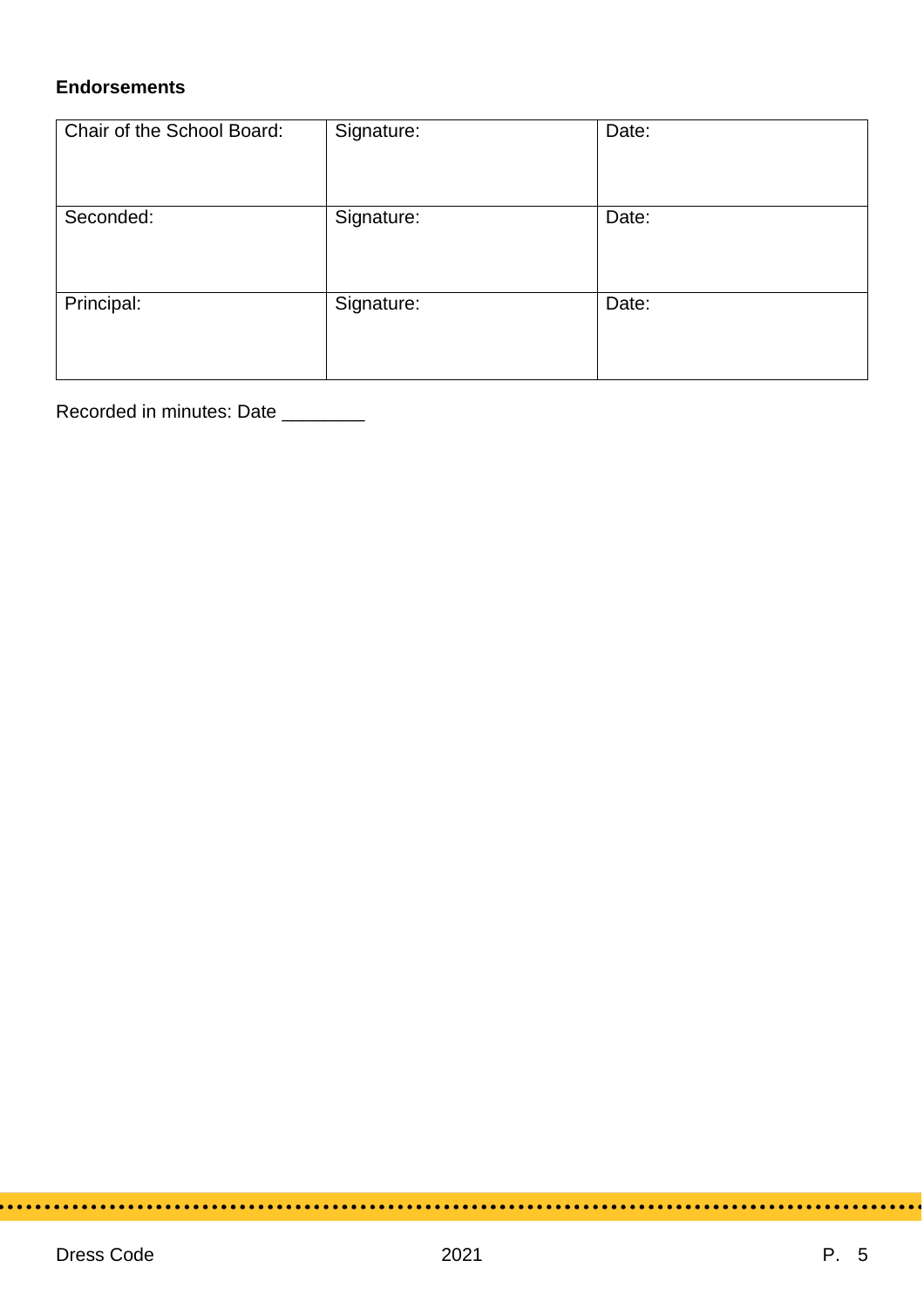**Endorsements**

| | | |
|---|---|---|
| Chair of the School Board: | Signature: | Date: |
| Seconded: | Signature: | Date: |
| Principal: | Signature: | Date: |

Recorded in minutes: Date ________